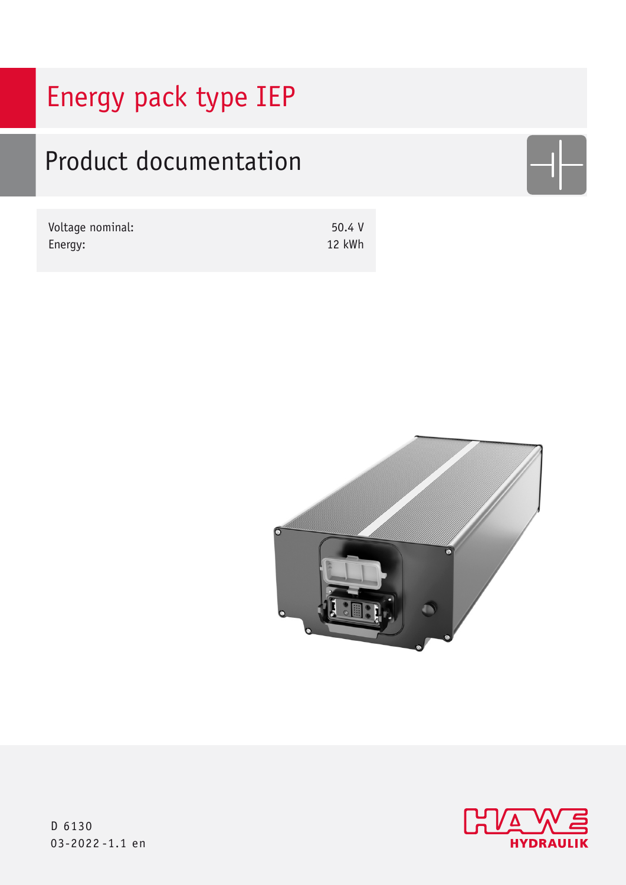# Energy pack type IEP

## Product documentation

| Voltage nominal: | 50.4 V |
| --- | --- |
| Energy: | 12 kWh |

D 6130
03-2022-1.1 en

HAWE HYDRAULIK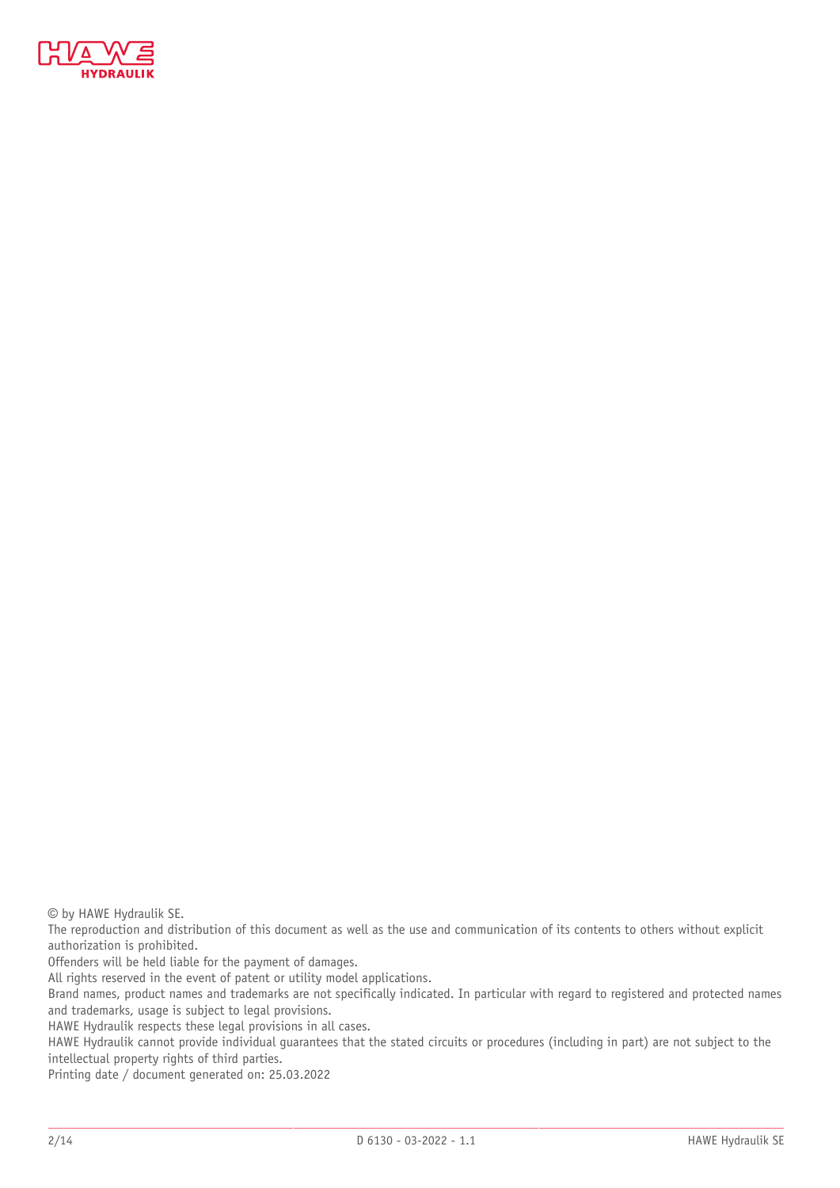© by HAWE Hydraulik SE.
The reproduction and distribution of this document as well as the use and communication of its contents to others without explicit authorization is prohibited.
Offenders will be held liable for the payment of damages.
All rights reserved in the event of patent or utility model applications.
Brand names, product names and trademarks are not specifically indicated. In particular with regard to registered and protected names and trademarks, usage is subject to legal provisions.
HAWE Hydraulik respects these legal provisions in all cases.
HAWE Hydraulik cannot provide individual guarantees that the stated circuits or procedures (including in part) are not subject to the intellectual property rights of third parties.
Printing date / document generated on: 25.03.2022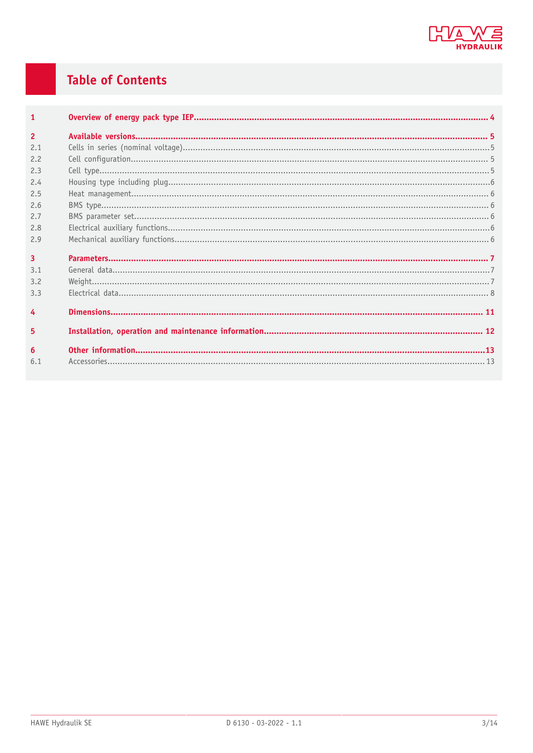# Table of Contents

| | | |
|---|---|---|
| **1** | **Overview of energy pack type IEP** | **4** |
| **2** | **Available versions** | **5** |
| 2.1 | Cells in series (nominal voltage) | 5 |
| 2.2 | Cell configuration | 5 |
| 2.3 | Cell type | 5 |
| 2.4 | Housing type including plug | 6 |
| 2.5 | Heat management | 6 |
| 2.6 | BMS type | 6 |
| 2.7 | BMS parameter set | 6 |
| 2.8 | Electrical auxiliary functions | 6 |
| 2.9 | Mechanical auxiliary functions | 6 |
| **3** | **Parameters** | **7** |
| 3.1 | General data | 7 |
| 3.2 | Weight | 7 |
| 3.3 | Electrical data | 8 |
| **4** | **Dimensions** | **11** |
| **5** | **Installation, operation and maintenance information** | **12** |
| **6** | **Other information** | **13** |
| 6.1 | Accessories | 13 |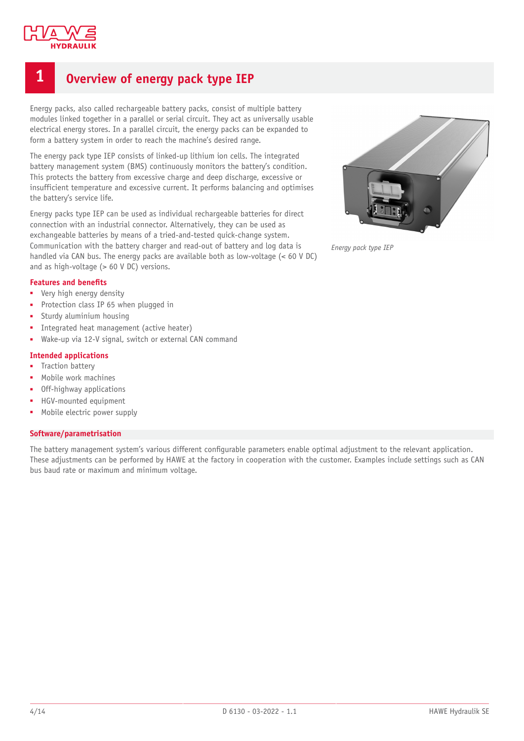# 1 Overview of energy pack type IEP

Energy packs, also called rechargeable battery packs, consist of multiple battery modules linked together in a parallel or serial circuit. They act as universally usable electrical energy stores. In a parallel circuit, the energy packs can be expanded to form a battery system in order to reach the machine's desired range.

The energy pack type IEP consists of linked-up lithium ion cells. The integrated battery management system (BMS) continuously monitors the battery's condition. This protects the battery from excessive charge and deep discharge, excessive or insufficient temperature and excessive current. It performs balancing and optimises the battery's service life.

Energy packs type IEP can be used as individual rechargeable batteries for direct connection with an industrial connector. Alternatively, they can be used as exchangeable batteries by means of a tried-and-tested quick-change system. Communication with the battery charger and read-out of battery and log data is handled via CAN bus. The energy packs are available both as low-voltage (< 60 V DC) and as high-voltage (> 60 V DC) versions.

*Energy pack type IEP*

### Features and benefits

- Very high energy density
- Protection class IP 65 when plugged in
- Sturdy aluminium housing
- Integrated heat management (active heater)
- Wake-up via 12-V signal, switch or external CAN command

### Intended applications

- Traction battery
- Mobile work machines
- Off-highway applications
- HGV-mounted equipment
- Mobile electric power supply

### Software/parametrisation

The battery management system's various different configurable parameters enable optimal adjustment to the relevant application. These adjustments can be performed by HAWE at the factory in cooperation with the customer. Examples include settings such as CAN bus baud rate or maximum and minimum voltage.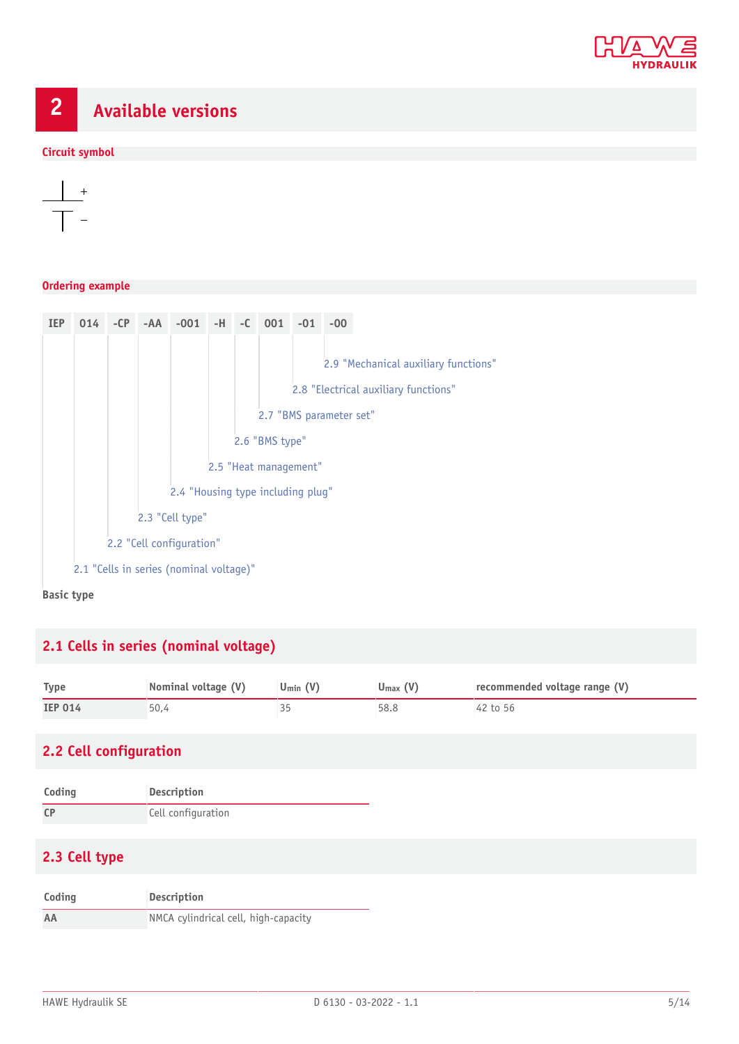## 2 Available versions

**Circuit symbol**

**Ordering example**

| IEP | 014 | -CP | -AA | -001 | -H | -C | 001 | -01 | -00 |
|---|---|---|---|---|---|---|---|---|---|

- 2.9 "Mechanical auxiliary functions"
- 2.8 "Electrical auxiliary functions"
- 2.7 "BMS parameter set"
- 2.6 "BMS type"
- 2.5 "Heat management"
- 2.4 "Housing type including plug"
- 2.3 "Cell type"
- 2.2 "Cell configuration"
- 2.1 "Cells in series (nominal voltage)"

**Basic type**

### 2.1 Cells in series (nominal voltage)

| Type | Nominal voltage (V) | $U_{min}$ (V) | $U_{max}$ (V) | recommended voltage range (V) |
|---|---|---|---|---|
| **IEP 014** | 50,4 | 35 | 58.8 | 42 to 56 |

### 2.2 Cell configuration

| Coding | Description |
|---|---|
| **CP** | Cell configuration |

### 2.3 Cell type

| Coding | Description |
|---|---|
| **AA** | NMCA cylindrical cell, high-capacity |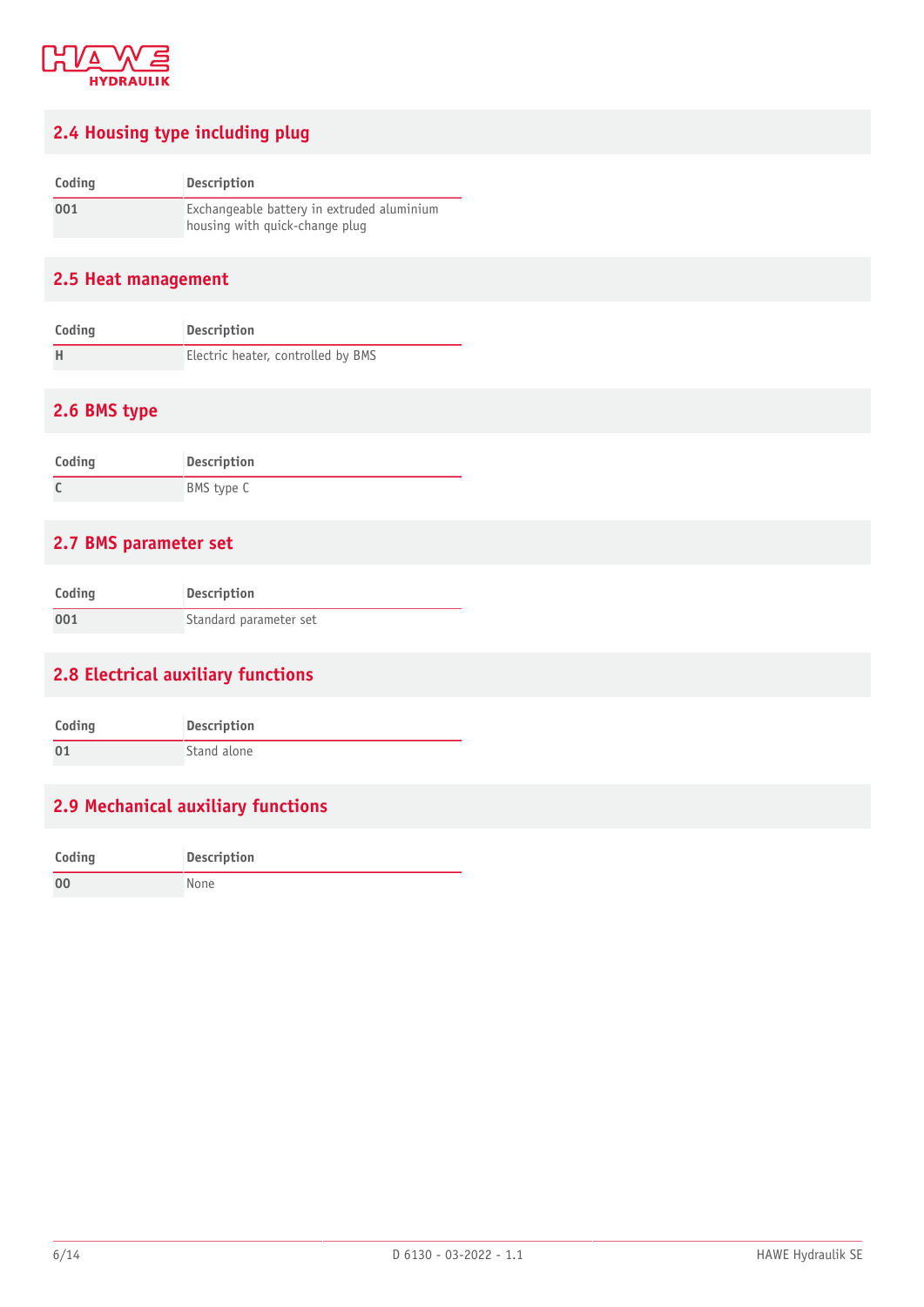## 2.4 Housing type including plug

| Coding | Description |
|---|---|
| 001 | Exchangeable battery in extruded aluminium housing with quick-change plug |

## 2.5 Heat management

| Coding | Description |
|---|---|
| H | Electric heater, controlled by BMS |

## 2.6 BMS type

| Coding | Description |
|---|---|
| C | BMS type C |

## 2.7 BMS parameter set

| Coding | Description |
|---|---|
| 001 | Standard parameter set |

## 2.8 Electrical auxiliary functions

| Coding | Description |
|---|---|
| 01 | Stand alone |

## 2.9 Mechanical auxiliary functions

| Coding | Description |
|---|---|
| 00 | None |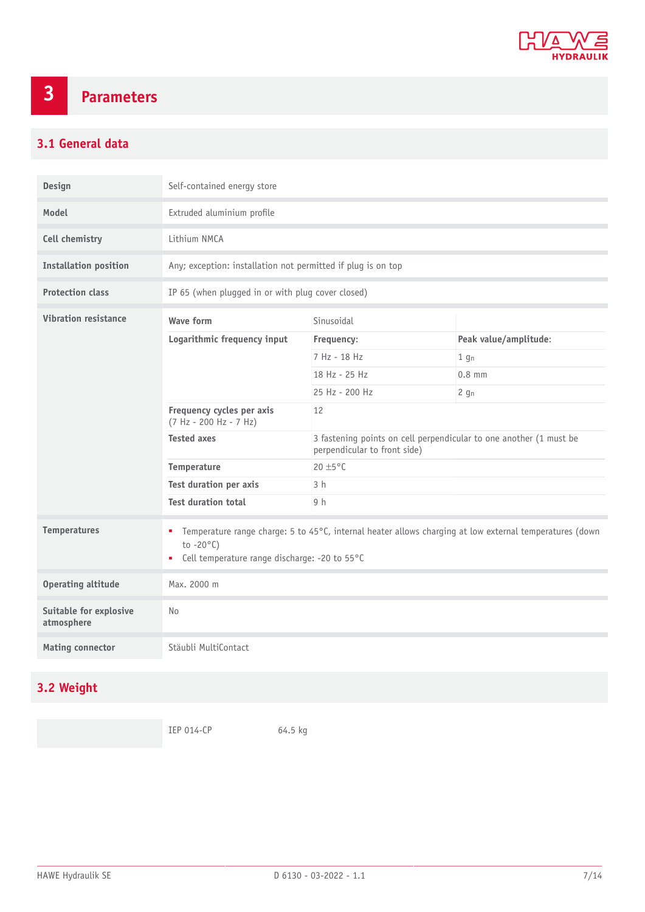# 3 Parameters

## 3.1 General data

| | |
|---|---|
| **Design** | Self-contained energy store |
| **Model** | Extruded aluminium profile |
| **Cell chemistry** | Lithium NMCA |
| **Installation position** | Any; exception: installation not permitted if plug is on top |
| **Protection class** | IP 65 (when plugged in or with plug cover closed) |

**Vibration resistance**

| | | |
|---|---|---|
| **Wave form** | Sinusoidal | |
| **Logarithmic frequency input** | **Frequency:** | **Peak value/amplitude:** |
| | 7 Hz - 18 Hz | 1 $g_n$ |
| | 18 Hz - 25 Hz | 0.8 mm |
| | 25 Hz - 200 Hz | 2 $g_n$ |
| **Frequency cycles per axis** (7 Hz - 200 Hz - 7 Hz) | 12 | |
| **Tested axes** | 3 fastening points on cell perpendicular to one another (1 must be perpendicular to front side) | |
| **Temperature** | 20 ±5°C | |
| **Test duration per axis** | 3 h | |
| **Test duration total** | 9 h | |

**Temperatures**

- Temperature range charge: 5 to 45°C, internal heater allows charging at low external temperatures (down to -20°C)
- Cell temperature range discharge: -20 to 55°C

| | |
|---|---|
| **Operating altitude** | Max. 2000 m |
| **Suitable for explosive atmosphere** | No |
| **Mating connector** | Stäubli MultiContact |

## 3.2 Weight

| | | |
|---|---|---|
| | IEP 014-CP | 64.5 kg |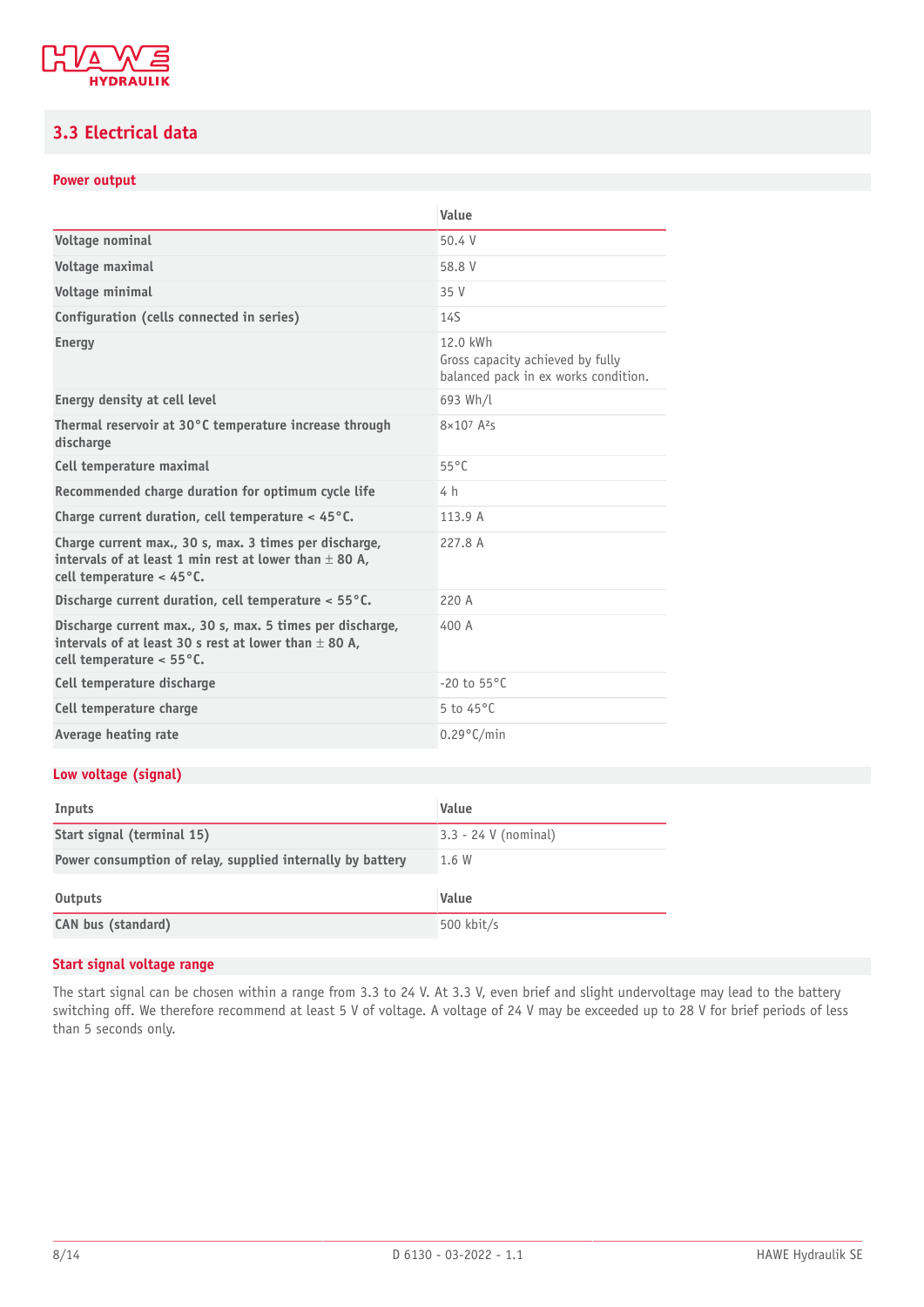## 3.3 Electrical data

### Power output

| | Value |
|---|---|
| **Voltage nominal** | 50.4 V |
| **Voltage maximal** | 58.8 V |
| **Voltage minimal** | 35 V |
| **Configuration (cells connected in series)** | 14S |
| **Energy** | 12.0 kWh<br>Gross capacity achieved by fully balanced pack in ex works condition. |
| **Energy density at cell level** | 693 Wh/l |
| **Thermal reservoir at 30°C temperature increase through discharge** | $8 \times 10^7$ A²s |
| **Cell temperature maximal** | 55°C |
| **Recommended charge duration for optimum cycle life** | 4 h |
| **Charge current duration, cell temperature < 45°C.** | 113.9 A |
| **Charge current max., 30 s, max. 3 times per discharge, intervals of at least 1 min rest at lower than ± 80 A, cell temperature < 45°C.** | 227.8 A |
| **Discharge current duration, cell temperature < 55°C.** | 220 A |
| **Discharge current max., 30 s, max. 5 times per discharge, intervals of at least 30 s rest at lower than ± 80 A, cell temperature < 55°C.** | 400 A |
| **Cell temperature discharge** | -20 to 55°C |
| **Cell temperature charge** | 5 to 45°C |
| **Average heating rate** | 0.29°C/min |

### Low voltage (signal)

| Inputs | Value |
|---|---|
| **Start signal (terminal 15)** | 3.3 - 24 V (nominal) |
| **Power consumption of relay, supplied internally by battery** | 1.6 W |

| Outputs | Value |
|---|---|
| **CAN bus (standard)** | 500 kbit/s |

### Start signal voltage range

The start signal can be chosen within a range from 3.3 to 24 V. At 3.3 V, even brief and slight undervoltage may lead to the battery switching off. We therefore recommend at least 5 V of voltage. A voltage of 24 V may be exceeded up to 28 V for brief periods of less than 5 seconds only.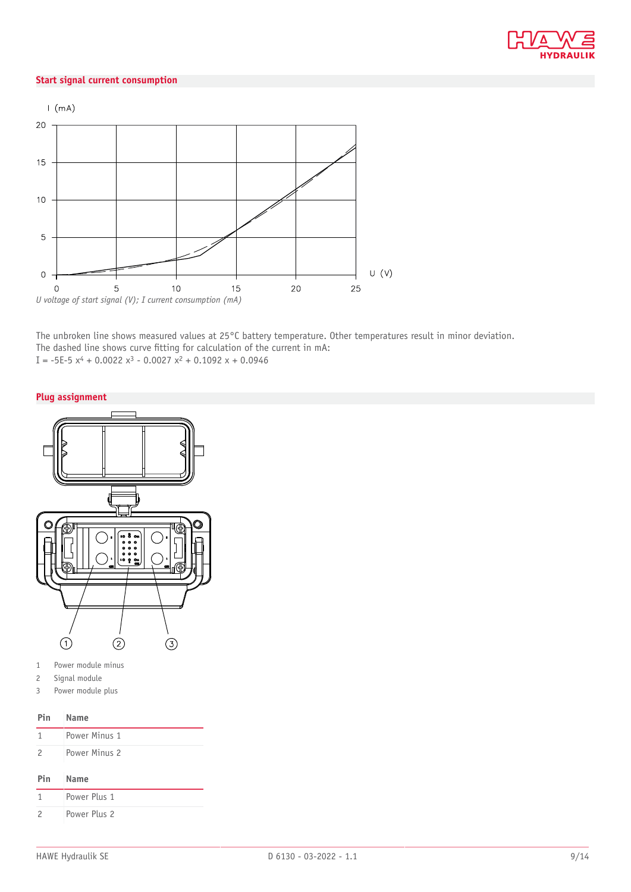## Start signal current consumption

*U voltage of start signal (V); I current consumption (mA)*

The unbroken line shows measured values at 25°C battery temperature. Other temperatures result in minor deviation.
The dashed line shows curve fitting for calculation of the current in mA:
$I = -5E\text{-}5\ x^4 + 0.0022\ x^3 - 0.0027\ x^2 + 0.1092\ x + 0.0946$

## Plug assignment

1 Power module minus
2 Signal module
3 Power module plus

| Pin | Name |
|---|---|
| 1 | Power Minus 1 |
| 2 | Power Minus 2 |

| Pin | Name |
|---|---|
| 1 | Power Plus 1 |
| 2 | Power Plus 2 |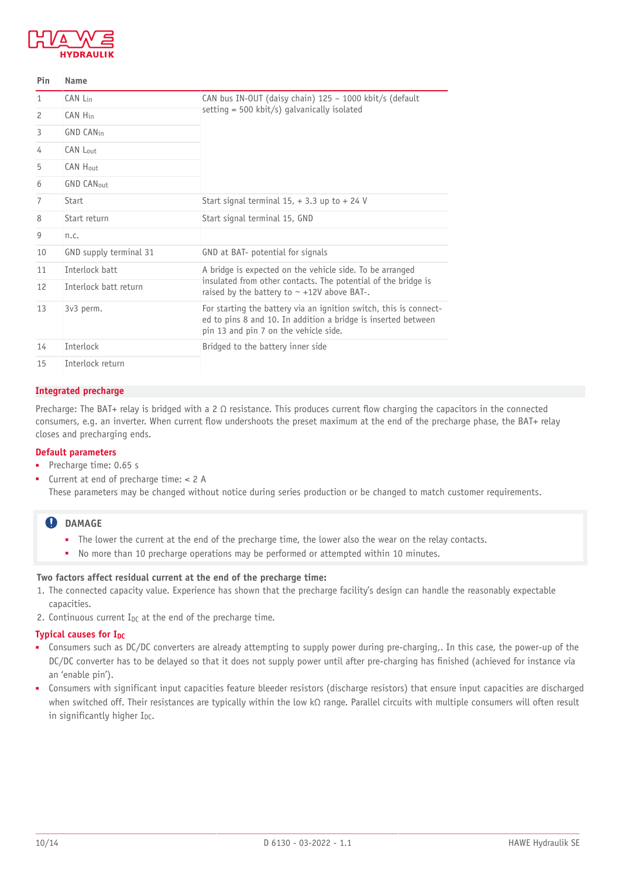| Pin | Name | |
|---|---|---|
| 1 | CAN $L_{in}$ | CAN bus IN-OUT (daisy chain) 125 – 1000 kbit/s (default setting = 500 kbit/s) galvanically isolated |
| 2 | CAN $H_{in}$ | |
| 3 | GND $CAN_{in}$ | |
| 4 | CAN $L_{out}$ | |
| 5 | CAN $H_{out}$ | |
| 6 | GND $CAN_{out}$ | |
| 7 | Start | Start signal terminal 15, + 3.3 up to + 24 V |
| 8 | Start return | Start signal terminal 15, GND |
| 9 | n.c. | |
| 10 | GND supply terminal 31 | GND at BAT- potential for signals |
| 11 | Interlock batt | A bridge is expected on the vehicle side. To be arranged insulated from other contacts. The potential of the bridge is raised by the battery to ~ +12V above BAT-. |
| 12 | Interlock batt return | |
| 13 | 3v3 perm. | For starting the battery via an ignition switch, this is connected to pins 8 and 10. In addition a bridge is inserted between pin 13 and pin 7 on the vehicle side. |
| 14 | Interlock | Bridged to the battery inner side |
| 15 | Interlock return | |

## Integrated precharge

Precharge: The BAT+ relay is bridged with a 2 Ω resistance. This produces current flow charging the capacitors in the connected consumers, e.g. an inverter. When current flow undershoots the preset maximum at the end of the precharge phase, the BAT+ relay closes and precharging ends.

### Default parameters

- Precharge time: 0.65 s
- Current at end of precharge time: < 2 A

  These parameters may be changed without notice during series production or be changed to match customer requirements.

> **DAMAGE**
>
> - The lower the current at the end of the precharge time, the lower also the wear on the relay contacts.
> - No more than 10 precharge operations may be performed or attempted within 10 minutes.

**Two factors affect residual current at the end of the precharge time:**

1. The connected capacity value. Experience has shown that the precharge facility's design can handle the reasonably expectable capacities.
2. Continuous current $I_{DC}$ at the end of the precharge time.

### Typical causes for $I_{DC}$

- Consumers such as DC/DC converters are already attempting to supply power during pre-charging,. In this case, the power-up of the DC/DC converter has to be delayed so that it does not supply power until after pre-charging has finished (achieved for instance via an 'enable pin').
- Consumers with significant input capacities feature bleeder resistors (discharge resistors) that ensure input capacities are discharged when switched off. Their resistances are typically within the low kΩ range. Parallel circuits with multiple consumers will often result in significantly higher $I_{DC}$.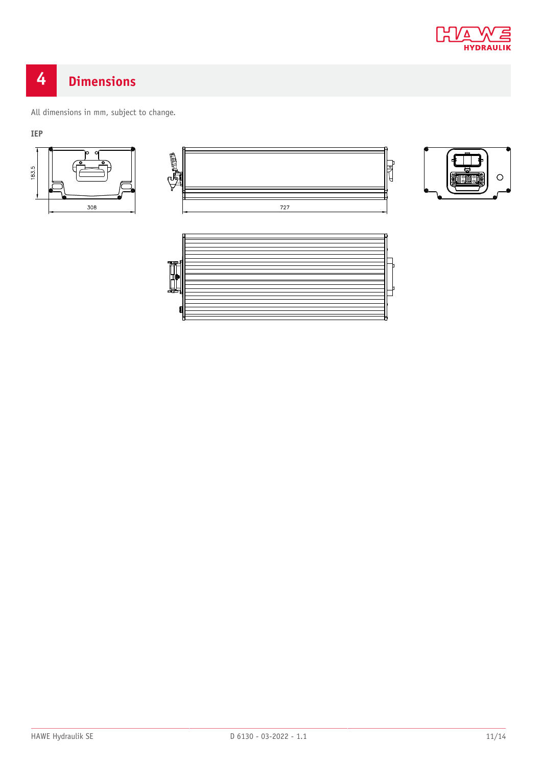# 4 Dimensions

All dimensions in mm, subject to change.

**IEP**

183.5

308

727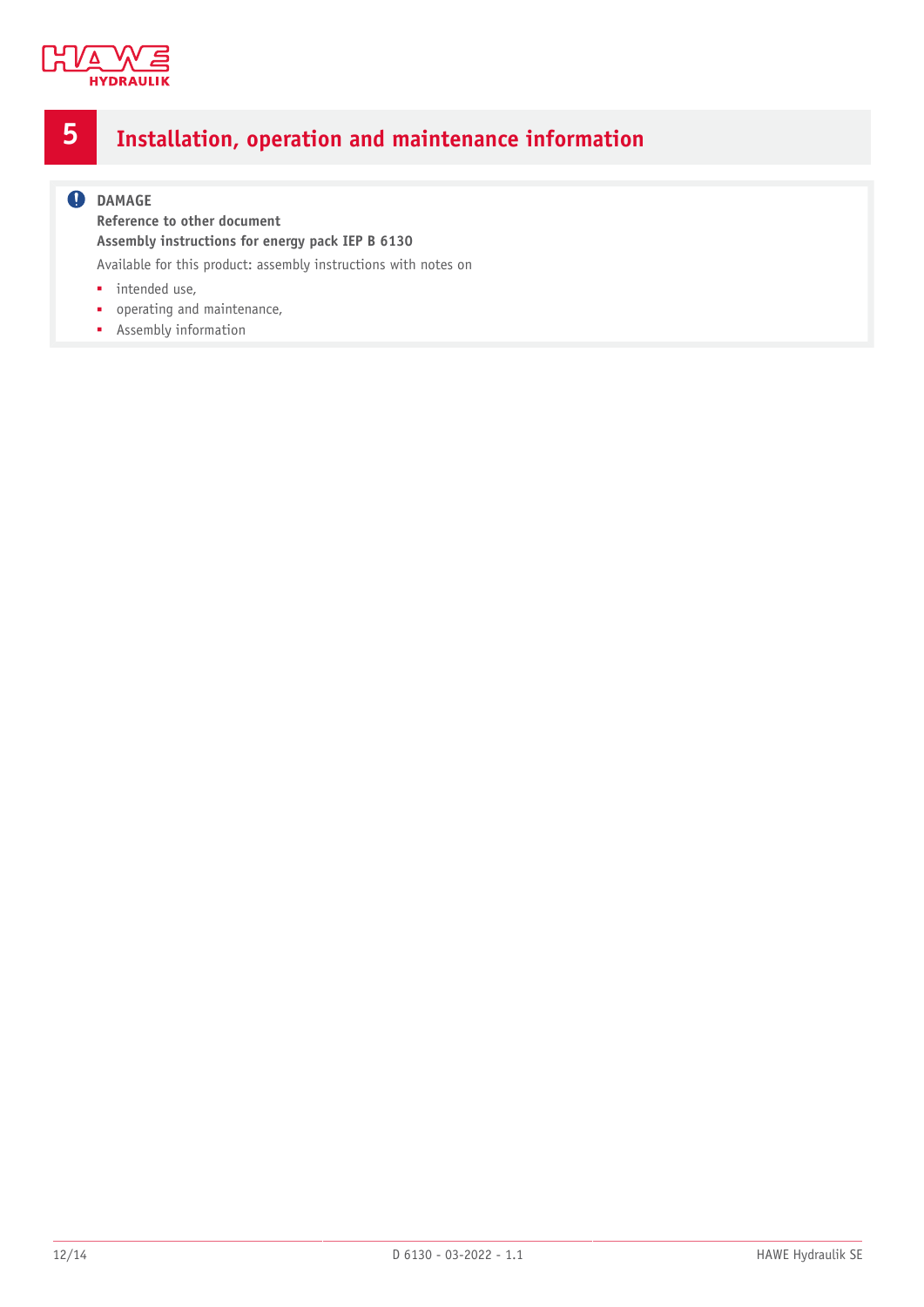# 5 Installation, operation and maintenance information

**DAMAGE**

**Reference to other document**

**Assembly instructions for energy pack IEP B 6130**

Available for this product: assembly instructions with notes on

- intended use,
- operating and maintenance,
- Assembly information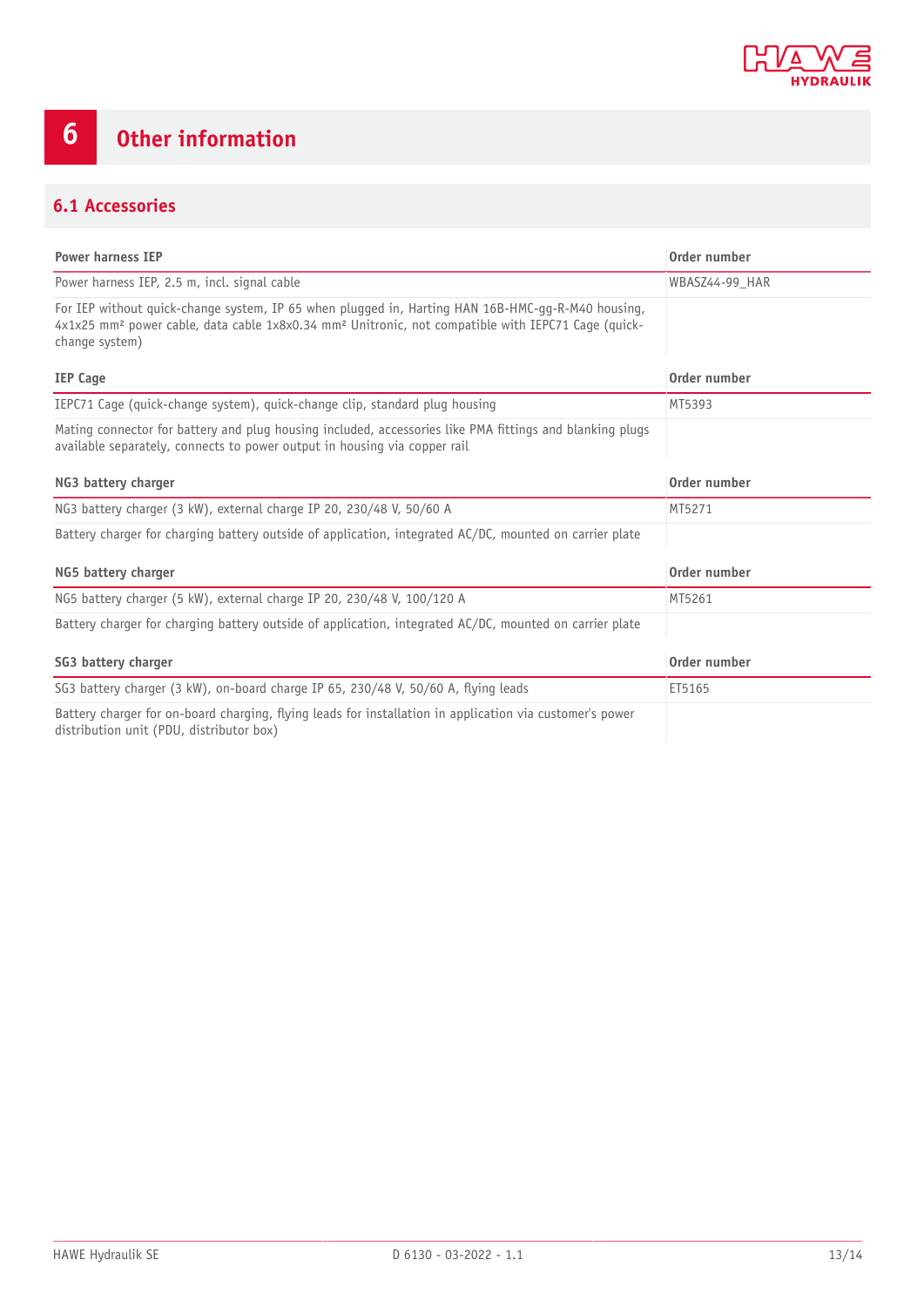# 6 Other information

## 6.1 Accessories

| Power harness IEP | Order number |
|---|---|
| Power harness IEP, 2.5 m, incl. signal cable | WBASZ44-99_HAR |
| For IEP without quick-change system, IP 65 when plugged in, Harting HAN 16B-HMC-gg-R-M40 housing, 4x1x25 mm² power cable, data cable 1x8x0.34 mm² Unitronic, not compatible with IEPC71 Cage (quick-change system) | |

| IEP Cage | Order number |
|---|---|
| IEPC71 Cage (quick-change system), quick-change clip, standard plug housing | MT5393 |
| Mating connector for battery and plug housing included, accessories like PMA fittings and blanking plugs available separately, connects to power output in housing via copper rail | |

| NG3 battery charger | Order number |
|---|---|
| NG3 battery charger (3 kW), external charge IP 20, 230/48 V, 50/60 A | MT5271 |
| Battery charger for charging battery outside of application, integrated AC/DC, mounted on carrier plate | |

| NG5 battery charger | Order number |
|---|---|
| NG5 battery charger (5 kW), external charge IP 20, 230/48 V, 100/120 A | MT5261 |
| Battery charger for charging battery outside of application, integrated AC/DC, mounted on carrier plate | |

| SG3 battery charger | Order number |
|---|---|
| SG3 battery charger (3 kW), on-board charge IP 65, 230/48 V, 50/60 A, flying leads | ET5165 |
| Battery charger for on-board charging, flying leads for installation in application via customer's power distribution unit (PDU, distributor box) | |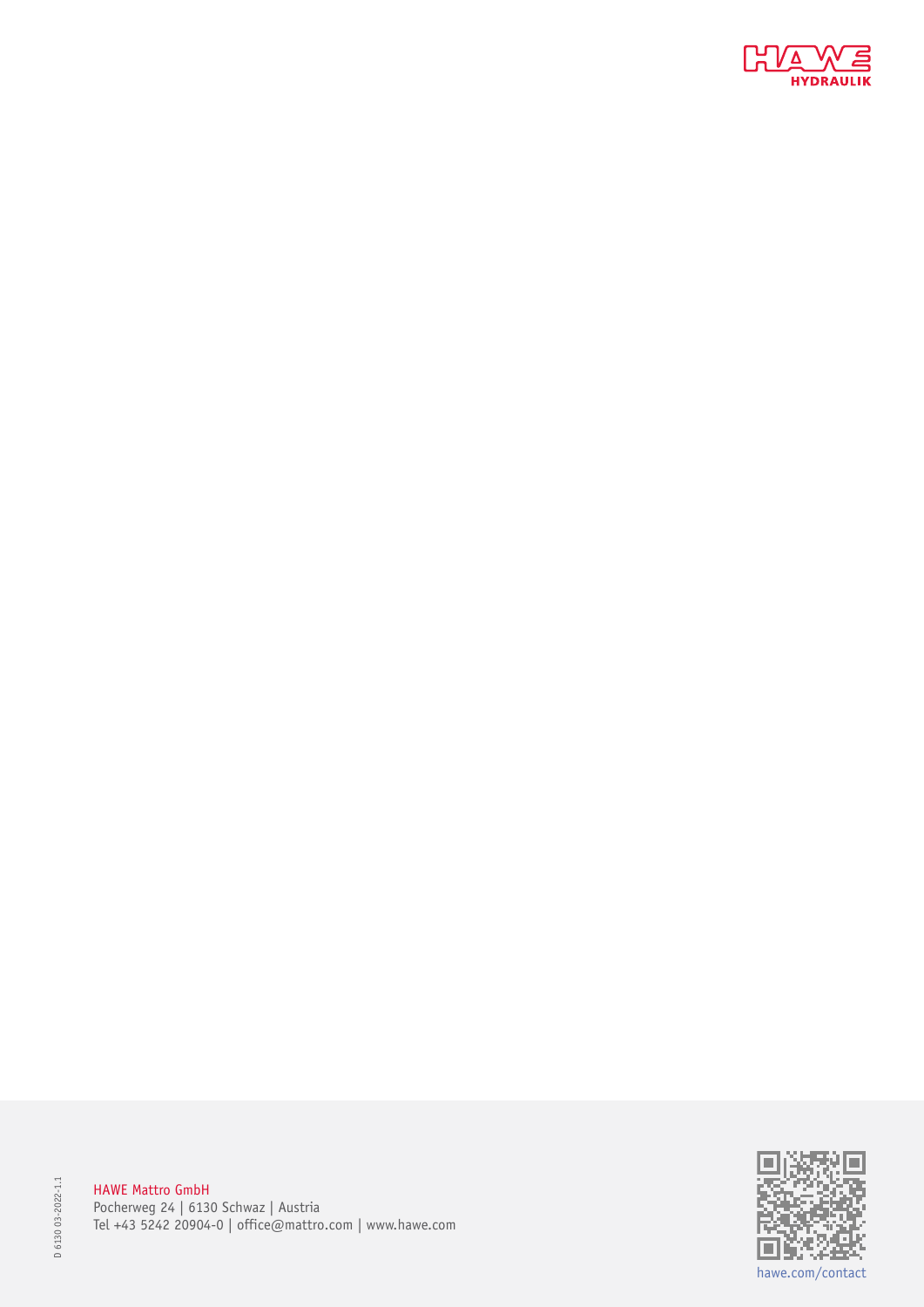HAWE Mattro GmbH
Pocherweg 24 | 6130 Schwaz | Austria
Tel +43 5242 20904-0 | office@mattro.com | www.hawe.com

D 6130 03-2022-1.1

hawe.com/contact